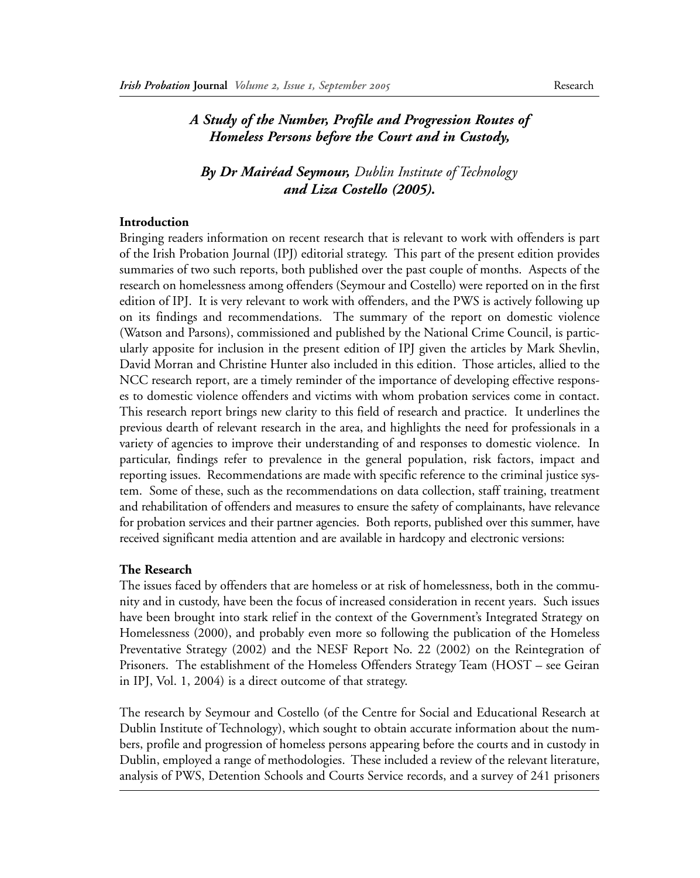## *A Study of the Number, Profile and Progression Routes of Homeless Persons before the Court and in Custody,*

### *By Dr Mairéad Seymour, Dublin Institute of Technology and Liza Costello (2005).*

**Introduction**

Bringing readers information on recent research that is relevant to work with offenders is part of the Irish Probation Journal (IPJ) editorial strategy. This part of the present edition provides summaries of two such reports, both published over the past couple of months. Aspects of the research on homelessness among offenders (Seymour and Costello) were reported on in the first edition of IPJ. It is very relevant to work with offenders, and the PWS is actively following up on its findings and recommendations. The summary of the report on domestic violence (Watson and Parsons), commissioned and published by the National Crime Council, is particularly apposite for inclusion in the present edition of IPJ given the articles by Mark Shevlin, David Morran and Christine Hunter also included in this edition. Those articles, allied to the NCC research report, are a timely reminder of the importance of developing effective responses to domestic violence offenders and victims with whom probation services come in contact. This research report brings new clarity to this field of research and practice. It underlines the previous dearth of relevant research in the area, and highlights the need for professionals in a variety of agencies to improve their understanding of and responses to domestic violence. In particular, findings refer to prevalence in the general population, risk factors, impact and reporting issues. Recommendations are made with specific reference to the criminal justice system. Some of these, such as the recommendations on data collection, staff training, treatment and rehabilitation of offenders and measures to ensure the safety of complainants, have relevance for probation services and their partner agencies. Both reports, published over this summer, have received significant media attention and are available in hardcopy and electronic versions:

**The Research**

The issues faced by offenders that are homeless or at risk of homelessness, both in the community and in custody, have been the focus of increased consideration in recent years. Such issues have been brought into stark relief in the context of the Government's Integrated Strategy on Homelessness (2000), and probably even more so following the publication of the Homeless Preventative Strategy (2002) and the NESF Report No. 22 (2002) on the Reintegration of Prisoners. The establishment of the Homeless Offenders Strategy Team (HOST – see Geiran in IPJ, Vol. 1, 2004) is a direct outcome of that strategy.

The research by Seymour and Costello (of the Centre for Social and Educational Research at Dublin Institute of Technology), which sought to obtain accurate information about the numbers, profile and progression of homeless persons appearing before the courts and in custody in Dublin, employed a range of methodologies. These included a review of the relevant literature, analysis of PWS, Detention Schools and Courts Service records, and a survey of 241 prisoners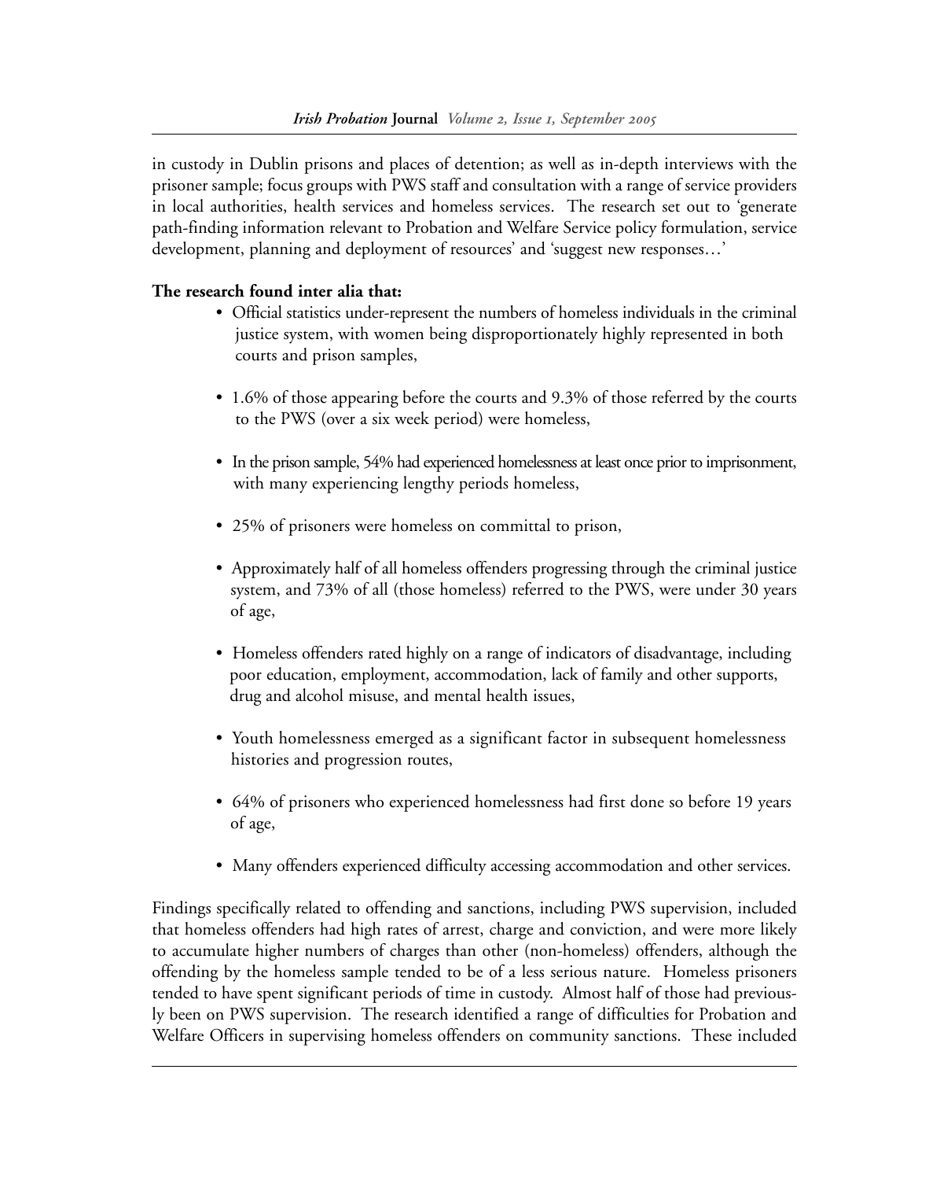in custody in Dublin prisons and places of detention; as well as in-depth interviews with the prisoner sample; focus groups with PWS staff and consultation with a range of service providers in local authorities, health services and homeless services. The research set out to 'generate path-finding information relevant to Probation and Welfare Service policy formulation, service development, planning and deployment of resources' and 'suggest new responses…'

**The research found inter alia that:**

- Official statistics under-represent the numbers of homeless individuals in the criminal justice system, with women being disproportionately highly represented in both courts and prison samples,
- 1.6% of those appearing before the courts and 9.3% of those referred by the courts to the PWS (over a six week period) were homeless,
- In the prison sample, 54% had experienced homelessness at least once prior to imprisonment, with many experiencing lengthy periods homeless,
- 25% of prisoners were homeless on committal to prison,
- Approximately half of all homeless offenders progressing through the criminal justice system, and 73% of all (those homeless) referred to the PWS, were under 30 years of age,
- Homeless offenders rated highly on a range of indicators of disadvantage, including poor education, employment, accommodation, lack of family and other supports, drug and alcohol misuse, and mental health issues,
- Youth homelessness emerged as a significant factor in subsequent homelessness histories and progression routes,
- 64% of prisoners who experienced homelessness had first done so before 19 years of age,
- Many offenders experienced difficulty accessing accommodation and other services.

Findings specifically related to offending and sanctions, including PWS supervision, included that homeless offenders had high rates of arrest, charge and conviction, and were more likely to accumulate higher numbers of charges than other (non-homeless) offenders, although the offending by the homeless sample tended to be of a less serious nature. Homeless prisoners tended to have spent significant periods of time in custody. Almost half of those had previously been on PWS supervision. The research identified a range of difficulties for Probation and Welfare Officers in supervising homeless offenders on community sanctions. These included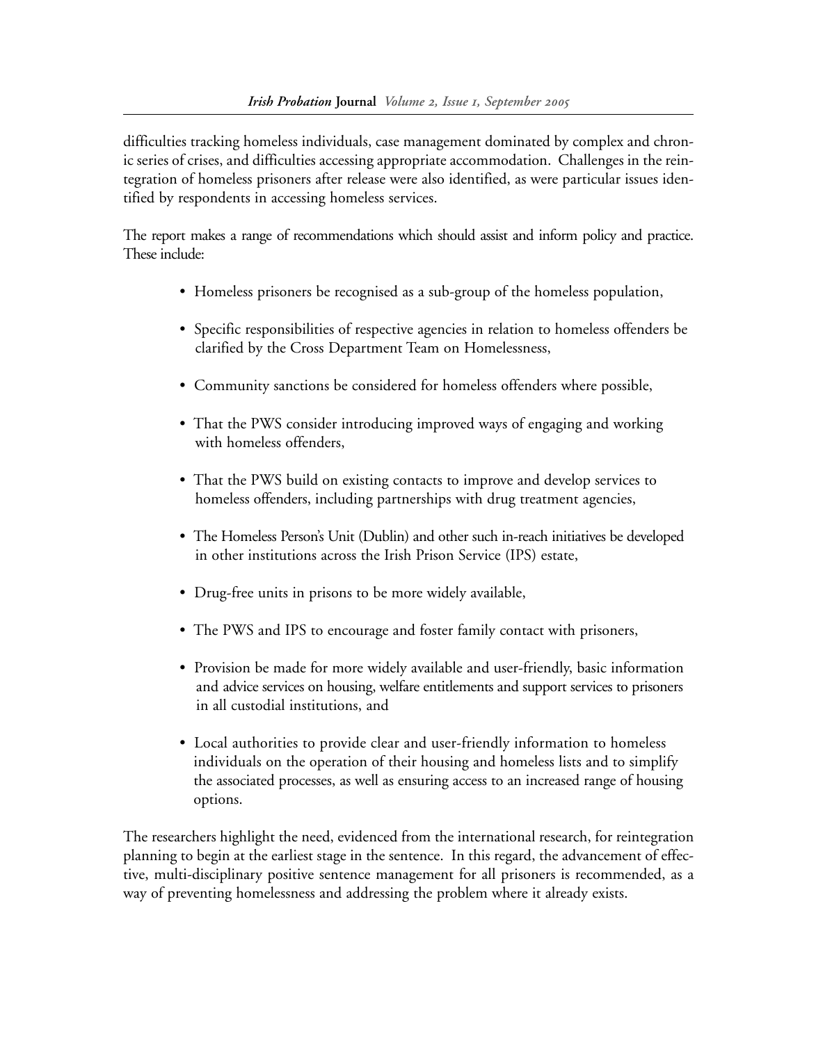difficulties tracking homeless individuals, case management dominated by complex and chronic series of crises, and difficulties accessing appropriate accommodation. Challenges in the reintegration of homeless prisoners after release were also identified, as were particular issues identified by respondents in accessing homeless services.

The report makes a range of recommendations which should assist and inform policy and practice. These include:

- Homeless prisoners be recognised as a sub-group of the homeless population,
- Specific responsibilities of respective agencies in relation to homeless offenders be clarified by the Cross Department Team on Homelessness,
- Community sanctions be considered for homeless offenders where possible,
- That the PWS consider introducing improved ways of engaging and working with homeless offenders,
- That the PWS build on existing contacts to improve and develop services to homeless offenders, including partnerships with drug treatment agencies,
- The Homeless Person's Unit (Dublin) and other such in-reach initiatives be developed in other institutions across the Irish Prison Service (IPS) estate,
- Drug-free units in prisons to be more widely available,
- The PWS and IPS to encourage and foster family contact with prisoners,
- Provision be made for more widely available and user-friendly, basic information and advice services on housing, welfare entitlements and support services to prisoners in all custodial institutions, and
- Local authorities to provide clear and user-friendly information to homeless individuals on the operation of their housing and homeless lists and to simplify the associated processes, as well as ensuring access to an increased range of housing options.

The researchers highlight the need, evidenced from the international research, for reintegration planning to begin at the earliest stage in the sentence. In this regard, the advancement of effective, multi-disciplinary positive sentence management for all prisoners is recommended, as a way of preventing homelessness and addressing the problem where it already exists.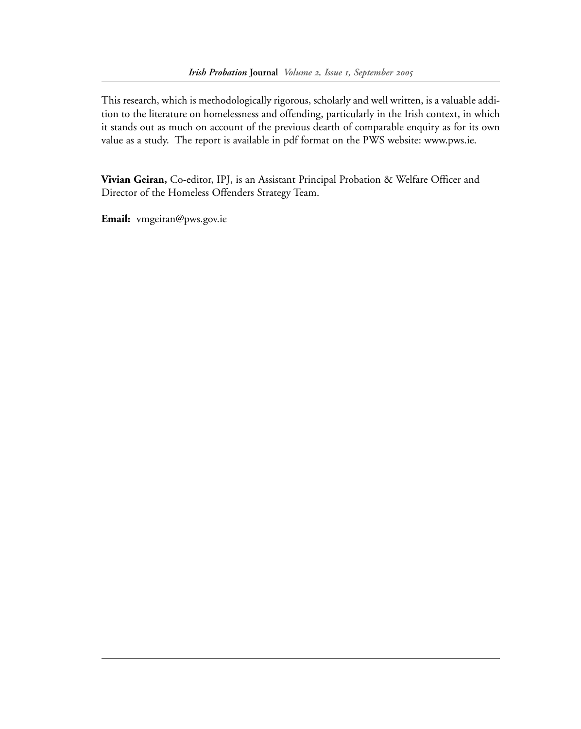This research, which is methodologically rigorous, scholarly and well written, is a valuable addition to the literature on homelessness and offending, particularly in the Irish context, in which it stands out as much on account of the previous dearth of comparable enquiry as for its own value as a study. The report is available in pdf format on the PWS website: www.pws.ie.

**Vivian Geiran,** Co-editor, IPJ, is an Assistant Principal Probation & Welfare Officer and Director of the Homeless Offenders Strategy Team.

**Email:** vmgeiran@pws.gov.ie